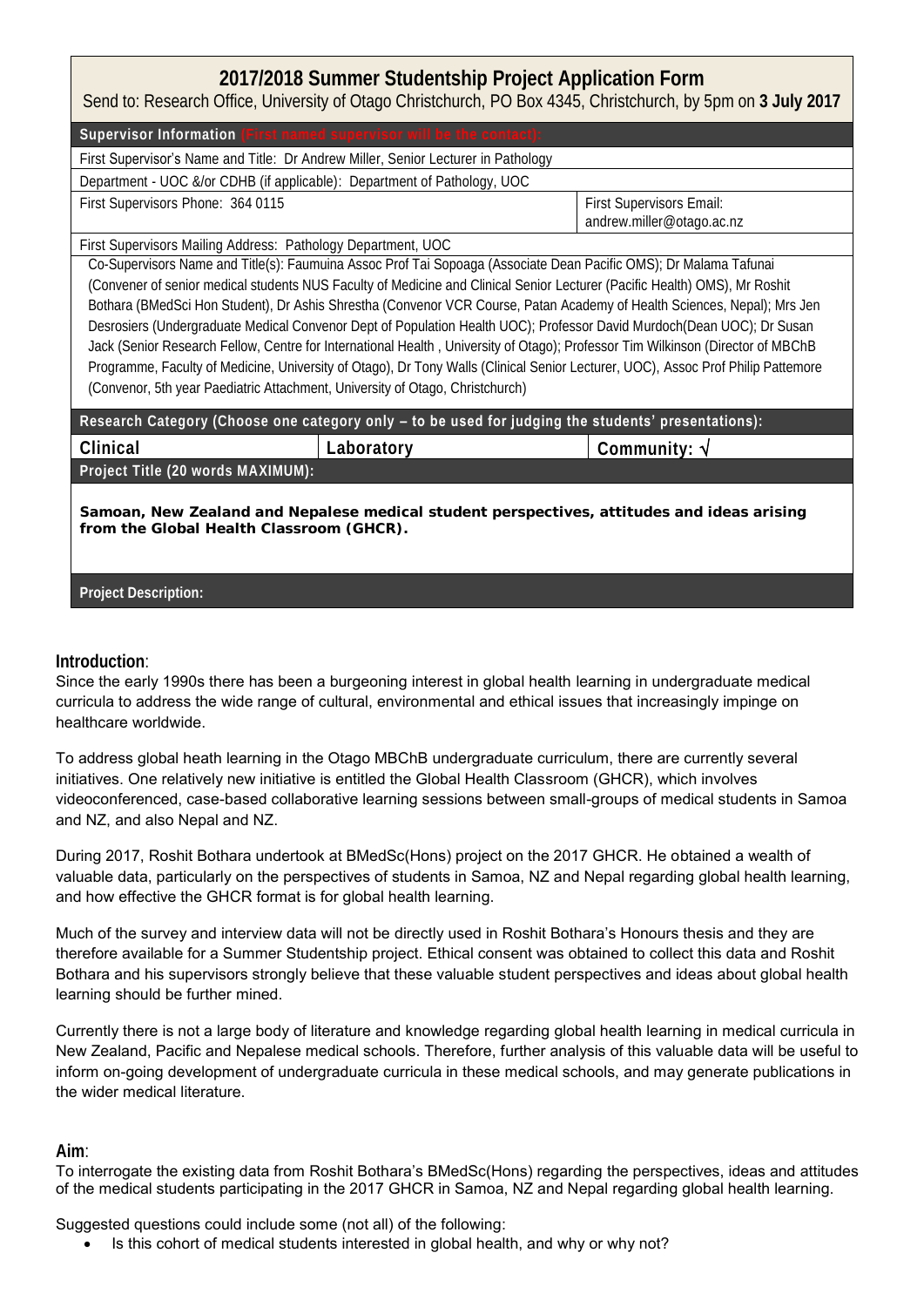# 2017/2018 Summer Studentship Project Application Form

Send to: Research Office, University of Otago Christchurch, PO Box 4345, Christchurch, by 5pm on **3 July 2017**

**Supervisor Information (First named supervisor will be the contact):**

First Supervisor's Name and Title: Dr Andrew Miller, Senior Lecturer in Pathology

Department - UOC &/or CDHB (if applicable): Department of Pathology, UOC

| First Supervisors Phone: 364 0115 | First Supervisors Email: andrew.miller@otago.ac.nz |
|---|---|

First Supervisors Mailing Address: Pathology Department, UOC

Co-Supervisors Name and Title(s): Faumuina Assoc Prof Tai Sopoaga (Associate Dean Pacific OMS); Dr Malama Tafunai (Convener of senior medical students NUS Faculty of Medicine and Clinical Senior Lecturer (Pacific Health) OMS), Mr Roshit Bothara (BMedSci Hon Student), Dr Ashis Shrestha (Convenor VCR Course, Patan Academy of Health Sciences, Nepal); Mrs Jen Desrosiers (Undergraduate Medical Convenor Dept of Population Health UOC); Professor David Murdoch(Dean UOC); Dr Susan Jack (Senior Research Fellow, Centre for International Health , University of Otago); Professor Tim Wilkinson (Director of MBChB Programme, Faculty of Medicine, University of Otago), Dr Tony Walls (Clinical Senior Lecturer, UOC), Assoc Prof Philip Pattemore (Convenor, 5th year Paediatric Attachment, University of Otago, Christchurch)

**Research Category (Choose one category only – to be used for judging the students' presentations):**

| Clinical | Laboratory | Community: √ |
|---|---|---|

**Project Title (20 words MAXIMUM):**

**Samoan, New Zealand and Nepalese medical student perspectives, attitudes and ideas arising from the Global Health Classroom (GHCR).**

**Project Description:**

## Introduction:

Since the early 1990s there has been a burgeoning interest in global health learning in undergraduate medical curricula to address the wide range of cultural, environmental and ethical issues that increasingly impinge on healthcare worldwide.

To address global heath learning in the Otago MBChB undergraduate curriculum, there are currently several initiatives. One relatively new initiative is entitled the Global Health Classroom (GHCR), which involves videoconferenced, case-based collaborative learning sessions between small-groups of medical students in Samoa and NZ, and also Nepal and NZ.

During 2017, Roshit Bothara undertook at BMedSc(Hons) project on the 2017 GHCR. He obtained a wealth of valuable data, particularly on the perspectives of students in Samoa, NZ and Nepal regarding global health learning, and how effective the GHCR format is for global health learning.

Much of the survey and interview data will not be directly used in Roshit Bothara's Honours thesis and they are therefore available for a Summer Studentship project. Ethical consent was obtained to collect this data and Roshit Bothara and his supervisors strongly believe that these valuable student perspectives and ideas about global health learning should be further mined.

Currently there is not a large body of literature and knowledge regarding global health learning in medical curricula in New Zealand, Pacific and Nepalese medical schools. Therefore, further analysis of this valuable data will be useful to inform on-going development of undergraduate curricula in these medical schools, and may generate publications in the wider medical literature.

## Aim:

To interrogate the existing data from Roshit Bothara's BMedSc(Hons) regarding the perspectives, ideas and attitudes of the medical students participating in the 2017 GHCR in Samoa, NZ and Nepal regarding global health learning.

Suggested questions could include some (not all) of the following:

- Is this cohort of medical students interested in global health, and why or why not?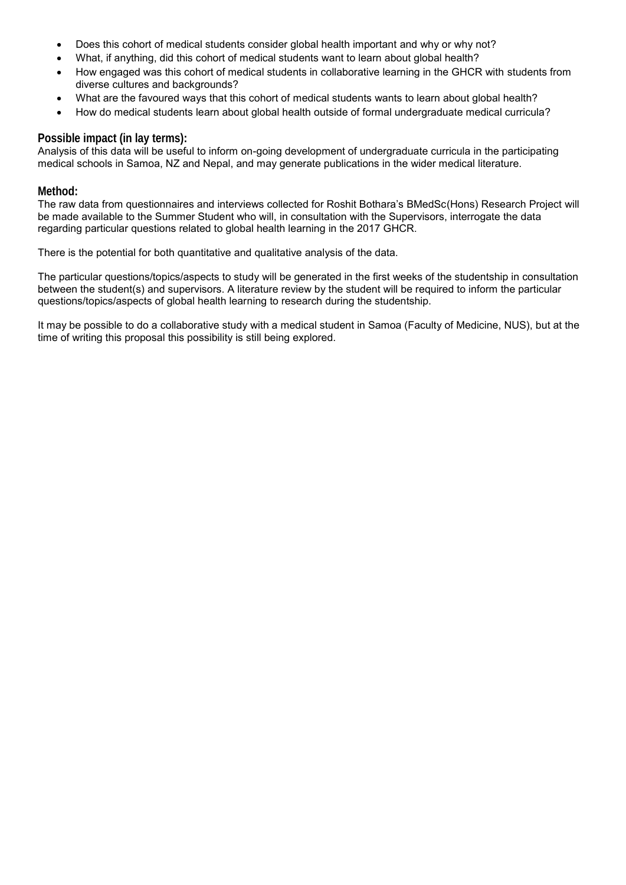- Does this cohort of medical students consider global health important and why or why not?
- What, if anything, did this cohort of medical students want to learn about global health?
- How engaged was this cohort of medical students in collaborative learning in the GHCR with students from diverse cultures and backgrounds?
- What are the favoured ways that this cohort of medical students wants to learn about global health?
- How do medical students learn about global health outside of formal undergraduate medical curricula?

## Possible impact (in lay terms):

Analysis of this data will be useful to inform on-going development of undergraduate curricula in the participating medical schools in Samoa, NZ and Nepal, and may generate publications in the wider medical literature.

## Method:

The raw data from questionnaires and interviews collected for Roshit Bothara's BMedSc(Hons) Research Project will be made available to the Summer Student who will, in consultation with the Supervisors, interrogate the data regarding particular questions related to global health learning in the 2017 GHCR.

There is the potential for both quantitative and qualitative analysis of the data.

The particular questions/topics/aspects to study will be generated in the first weeks of the studentship in consultation between the student(s) and supervisors. A literature review by the student will be required to inform the particular questions/topics/aspects of global health learning to research during the studentship.

It may be possible to do a collaborative study with a medical student in Samoa (Faculty of Medicine, NUS), but at the time of writing this proposal this possibility is still being explored.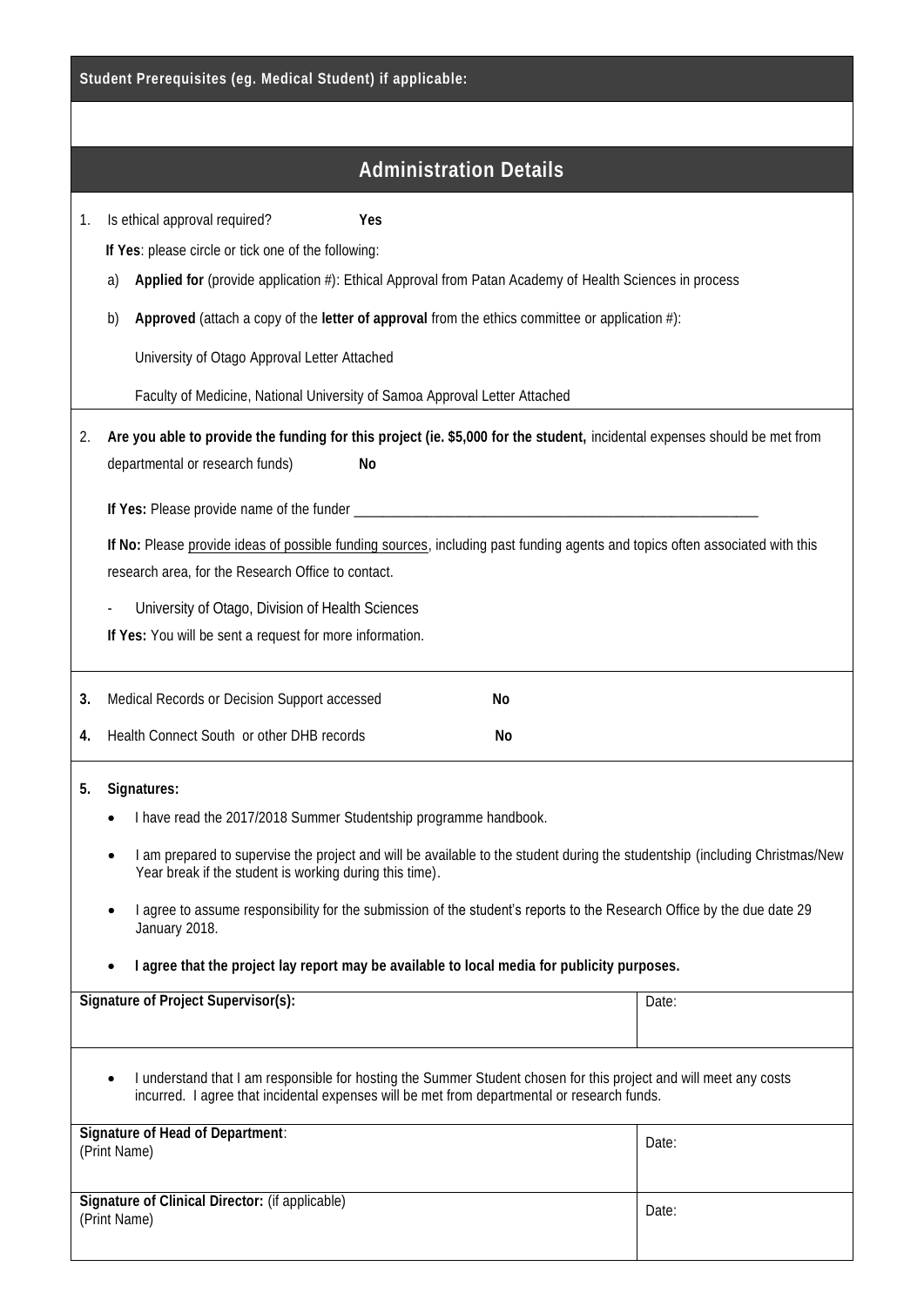**Student Prerequisites (eg. Medical Student) if applicable:**

## Administration Details

1. Is ethical approval required? **Yes**

   **If Yes**: please circle or tick one of the following:

   a) **Applied for** (provide application #): Ethical Approval from Patan Academy of Health Sciences in process

   b) **Approved** (attach a copy of the **letter of approval** from the ethics committee or application #):

      University of Otago Approval Letter Attached

      Faculty of Medicine, National University of Samoa Approval Letter Attached

2. **Are you able to provide the funding for this project (ie. $5,000 for the student,** incidental expenses should be met from departmental or research funds) **No**

   **If Yes:** Please provide name of the funder ____________________________________________________________

   **If No:** Please provide ideas of possible funding sources, including past funding agents and topics often associated with this research area, for the Research Office to contact.

   - University of Otago, Division of Health Sciences

   **If Yes:** You will be sent a request for more information.

**3.** Medical Records or Decision Support accessed **No**

**4.** Health Connect South or other DHB records **No**

**5. Signatures:**

- I have read the 2017/2018 Summer Studentship programme handbook.
- I am prepared to supervise the project and will be available to the student during the studentship (including Christmas/New Year break if the student is working during this time).
- I agree to assume responsibility for the submission of the student's reports to the Research Office by the due date 29 January 2018.
- **I agree that the project lay report may be available to local media for publicity purposes.**

| | |
|---|---|
| **Signature of Project Supervisor(s):** | Date: |

- I understand that I am responsible for hosting the Summer Student chosen for this project and will meet any costs incurred. I agree that incidental expenses will be met from departmental or research funds.

| | |
|---|---|
| **Signature of Head of Department**: (Print Name) | Date: |
| **Signature of Clinical Director:** (if applicable) (Print Name) | Date: |